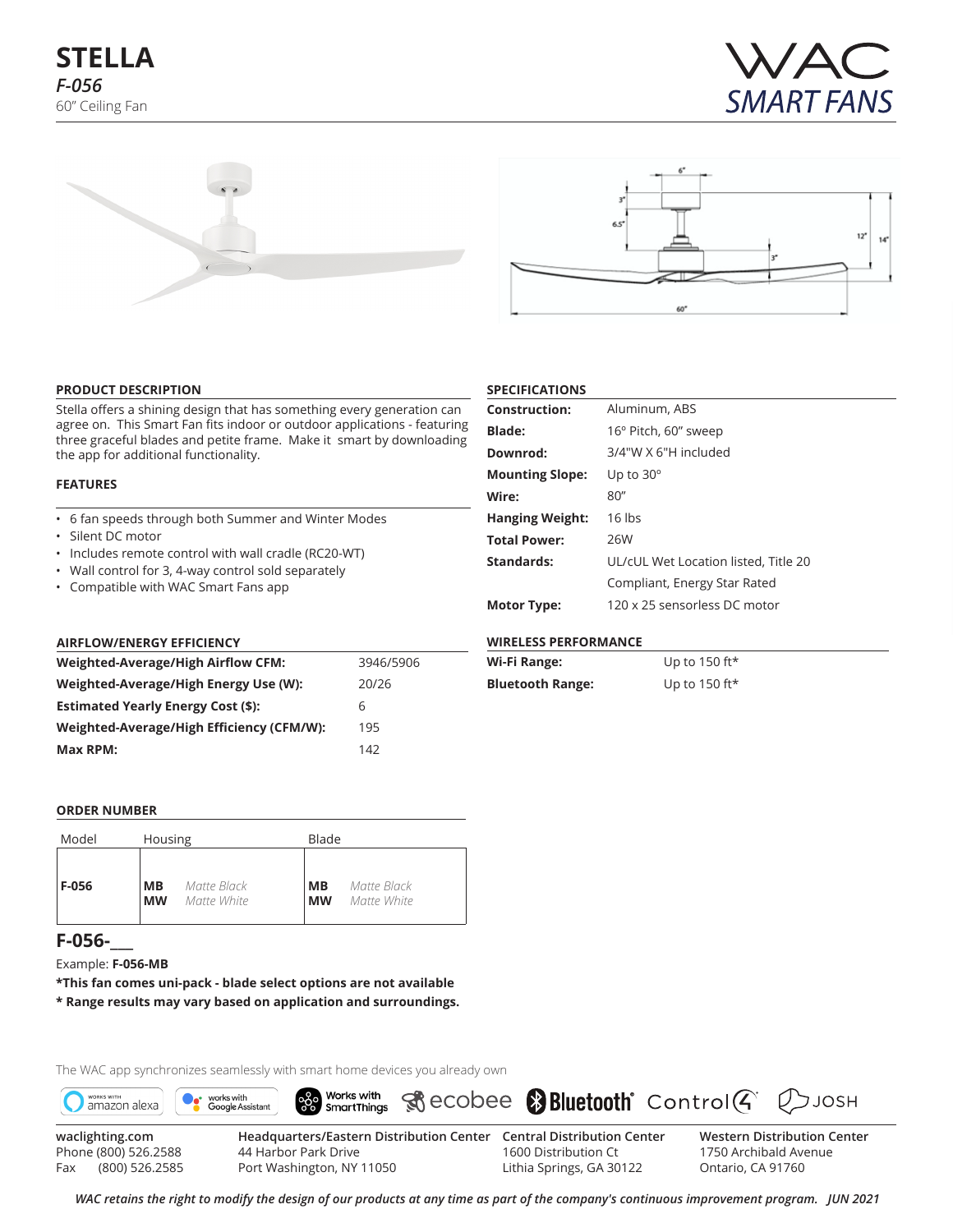# STELLA

*F-056*

60" Ceiling Fan

WAC SMART FANS

## PRODUCT DESCRIPTION

Stella offers a shining design that has something every generation can agree on. This Smart Fan fits indoor or outdoor applications - featuring three graceful blades and petite frame. Make it smart by downloading the app for additional functionality.

## FEATURES

- 6 fan speeds through both Summer and Winter Modes
- Silent DC motor
- Includes remote control with wall cradle (RC20-WT)
- Wall control for 3, 4-way control sold separately
- Compatible with WAC Smart Fans app

## SPECIFICATIONS

| | |
|---|---|
| **Construction:** | Aluminum, ABS |
| **Blade:** | 16º Pitch, 60" sweep |
| **Downrod:** | 3/4"W X 6"H included |
| **Mounting Slope:** | Up to 30º |
| **Wire:** | 80" |
| **Hanging Weight:** | 16 lbs |
| **Total Power:** | 26W |
| **Standards:** | UL/cUL Wet Location listed, Title 20 Compliant, Energy Star Rated |
| **Motor Type:** | 120 x 25 sensorless DC motor |

## AIRFLOW/ENERGY EFFICIENCY

| | |
|---|---|
| **Weighted-Average/High Airflow CFM:** | 3946/5906 |
| **Weighted-Average/High Energy Use (W):** | 20/26 |
| **Estimated Yearly Energy Cost ($):** | 6 |
| **Weighted-Average/High Efficiency (CFM/W):** | 195 |
| **Max RPM:** | 142 |

## WIRELESS PERFORMANCE

| | |
|---|---|
| **Wi-Fi Range:** | Up to 150 ft* |
| **Bluetooth Range:** | Up to 150 ft* |

## ORDER NUMBER

| Model | Housing | Blade |
|---|---|---|
| **F-056** | **MB** *Matte Black*<br>**MW** *Matte White* | **MB** *Matte Black*<br>**MW** *Matte White* |

**F-056-___**

Example: **F-056-MB**

***This fan comes uni-pack - blade select options are not available**

*** Range results may vary based on application and surroundings.**

The WAC app synchronizes seamlessly with smart home devices you already own

works with amazon alexa | works with Google Assistant | Works with SmartThings | ecobee | Bluetooth | Control4 | JOSH

waclighting.com
Phone (800) 526.2588
Fax (800) 526.2585

Headquarters/Eastern Distribution Center
44 Harbor Park Drive
Port Washington, NY 11050

Central Distribution Center
1600 Distribution Ct
Lithia Springs, GA 30122

Western Distribution Center
1750 Archibald Avenue
Ontario, CA 91760

*WAC retains the right to modify the design of our products at any time as part of the company's continuous improvement program. JUN 2021*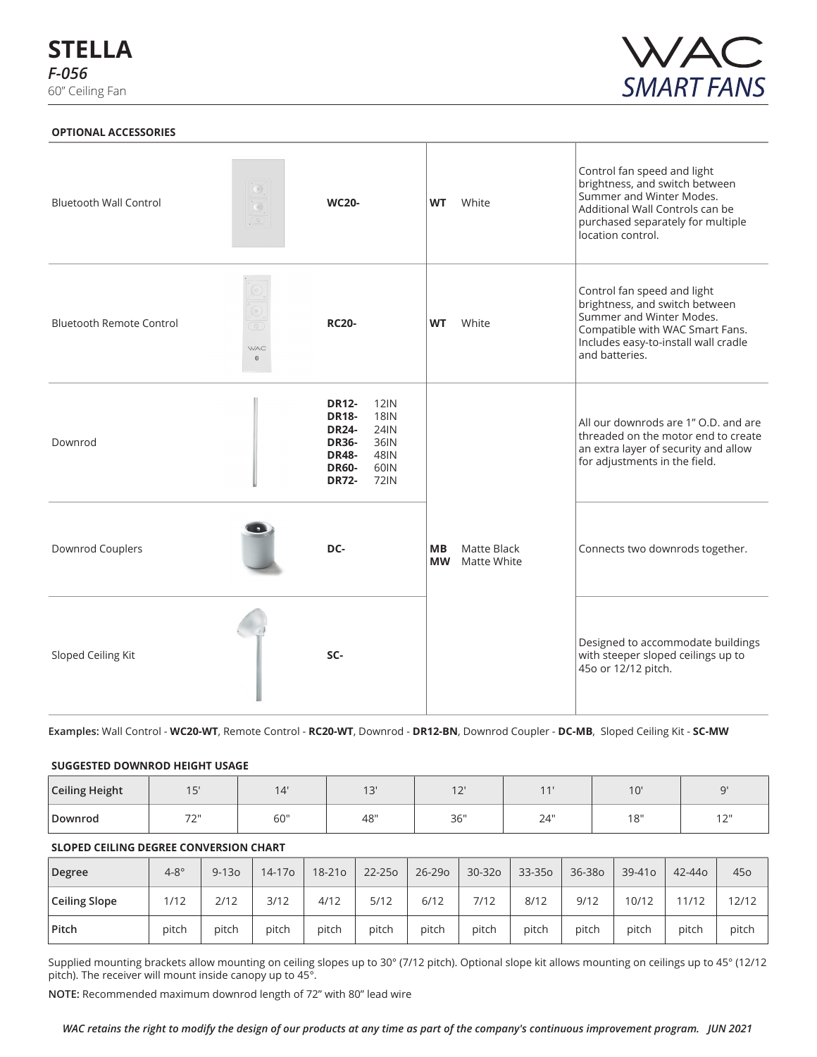# STELLA

***F-056***

60" Ceiling Fan

WAC SMART FANS

**OPTIONAL ACCESSORIES**

| | | | | |
|---|---|---|---|---|
| Bluetooth Wall Control | **WC20-** | **WT** White | Control fan speed and light brightness, and switch between Summer and Winter Modes. Additional Wall Controls can be purchased separately for multiple location control. |
| Bluetooth Remote Control | **RC20-** | **WT** White | Control fan speed and light brightness, and switch between Summer and Winter Modes. Compatible with WAC Smart Fans. Includes easy-to-install wall cradle and batteries. |
| Downrod | **DR12-** 12IN<br>**DR18-** 18IN<br>**DR24-** 24IN<br>**DR36-** 36IN<br>**DR48-** 48IN<br>**DR60-** 60IN<br>**DR72-** 72IN | **MB** Matte Black<br>**MW** Matte White | All our downrods are 1" O.D. and are threaded on the motor end to create an extra layer of security and allow for adjustments in the field. |
| Downrod Couplers | **DC-** | | Connects two downrods together. |
| Sloped Ceiling Kit | **SC-** | | Designed to accommodate buildings with steeper sloped ceilings up to 45o or 12/12 pitch. |

**Examples:** Wall Control - **WC20-WT**, Remote Control - **RC20-WT**, Downrod - **DR12-BN**, Downrod Coupler - **DC-MB**, Sloped Ceiling Kit - **SC-MW**

**SUGGESTED DOWNROD HEIGHT USAGE**

| Ceiling Height | 15' | 14' | 13' | 12' | 11' | 10' | 9' |
|---|---|---|---|---|---|---|---|
| Downrod | 72" | 60" | 48" | 36" | 24" | 18" | 12" |

**SLOPED CEILING DEGREE CONVERSION CHART**

| Degree | 4-8° | 9-13o | 14-17o | 18-21o | 22-25o | 26-29o | 30-32o | 33-35o | 36-38o | 39-41o | 42-44o | 45o |
|---|---|---|---|---|---|---|---|---|---|---|---|---|
| Ceiling Slope | 1/12 | 2/12 | 3/12 | 4/12 | 5/12 | 6/12 | 7/12 | 8/12 | 9/12 | 10/12 | 11/12 | 12/12 |
| Pitch | pitch | pitch | pitch | pitch | pitch | pitch | pitch | pitch | pitch | pitch | pitch | pitch |

Supplied mounting brackets allow mounting on ceiling slopes up to 30° (7/12 pitch). Optional slope kit allows mounting on ceilings up to 45° (12/12 pitch). The receiver will mount inside canopy up to 45°.

**NOTE:** Recommended maximum downrod length of 72" with 80" lead wire

*WAC retains the right to modify the design of our products at any time as part of the company's continuous improvement program. JUN 2021*